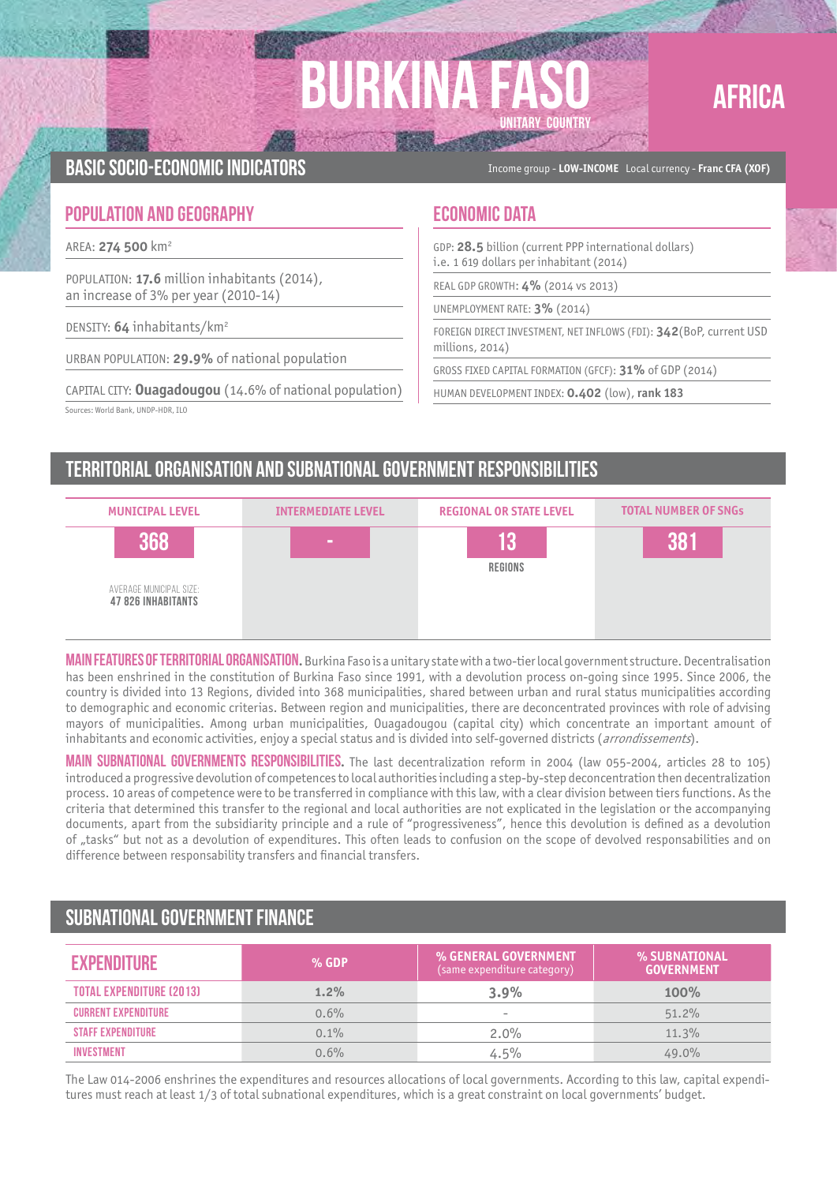# BURKINA FASO

UNITARY COUNTRY

AFRICA

## BASIC SOCIO-ECONOMIC INDICATORS

Income group - **LOW-INCOME** Local currency - **Franc CFA (XOF)**

### POPULATION AND GEOGRAPHY

AREA: **274 500** km²

POPULATION: **17.6** million inhabitants (2014), an increase of 3% per year (2010-14)

DENSITY: **64** inhabitants/km²

URBAN POPULATION: **29.9%** of national population

CAPITAL CITY: **Ouagadougou** (14.6% of national population)

Sources: World Bank, UNDP-HDR, ILO

### ECONOMIC DATA

GDP: **28.5** billion (current PPP international dollars) i.e. 1 619 dollars per inhabitant (2014)

REAL GDP GROWTH: **4%** (2014 vs 2013)

UNEMPLOYMENT RATE: **3%** (2014)

FOREIGN DIRECT INVESTMENT, NET INFLOWS (FDI): **342**(BoP, current USD millions, 2014)

GROSS FIXED CAPITAL FORMATION (GFCF): **31%** of GDP (2014)

HUMAN DEVELOPMENT INDEX: **0.402** (low), **rank 183**

## TERRITORIAL ORGANISATION AND SUBNATIONAL GOVERNMENT RESPONSIBILITIES

| MUNICIPAL LEVEL | INTERMEDIATE LEVEL | REGIONAL OR STATE LEVEL | TOTAL NUMBER OF SNGs |
|---|---|---|---|
| 368 | - | 13 | 381 |
| AVERAGE MUNICIPAL SIZE: **47 826 INHABITANTS** | | REGIONS | |

**MAIN FEATURES OF TERRITORIAL ORGANISATION.** Burkina Faso is a unitary state with a two-tier local government structure. Decentralisation has been enshrined in the constitution of Burkina Faso since 1991, with a devolution process on-going since 1995. Since 2006, the country is divided into 13 Regions, divided into 368 municipalities, shared between urban and rural status municipalities according to demographic and economic criterias. Between region and municipalities, there are deconcentrated provinces with role of advising mayors of municipalities. Among urban municipalities, Ouagadougou (capital city) which concentrate an important amount of inhabitants and economic activities, enjoy a special status and is divided into self-governed districts (*arrondissements*).

**MAIN SUBNATIONAL GOVERNMENTS RESPONSIBILITIES.** The last decentralization reform in 2004 (law 055-2004, articles 28 to 105) introduced a progressive devolution of competences to local authorities including a step-by-step deconcentration then decentralization process. 10 areas of competence were to be transferred in compliance with this law, with a clear division between tiers functions. As the criteria that determined this transfer to the regional and local authorities are not explicated in the legislation or the accompanying documents, apart from the subsidiarity principle and a rule of "progressiveness", hence this devolution is defined as a devolution of „tasks" but not as a devolution of expenditures. This often leads to confusion on the scope of devolved responsabilities and on difference between responsability transfers and financial transfers.

## SUBNATIONAL GOVERNMENT FINANCE

| EXPENDITURE | % GDP | % GENERAL GOVERNMENT (same expenditure category) | % SUBNATIONAL GOVERNMENT |
|---|---|---|---|
| TOTAL EXPENDITURE (2013) | 1.2% | 3.9% | 100% |
| CURRENT EXPENDITURE | 0.6% | - | 51.2% |
| STAFF EXPENDITURE | 0.1% | 2.0% | 11.3% |
| INVESTMENT | 0.6% | 4.5% | 49.0% |

The Law 014-2006 enshrines the expenditures and resources allocations of local governments. According to this law, capital expenditures must reach at least 1/3 of total subnational expenditures, which is a great constraint on local governments' budget.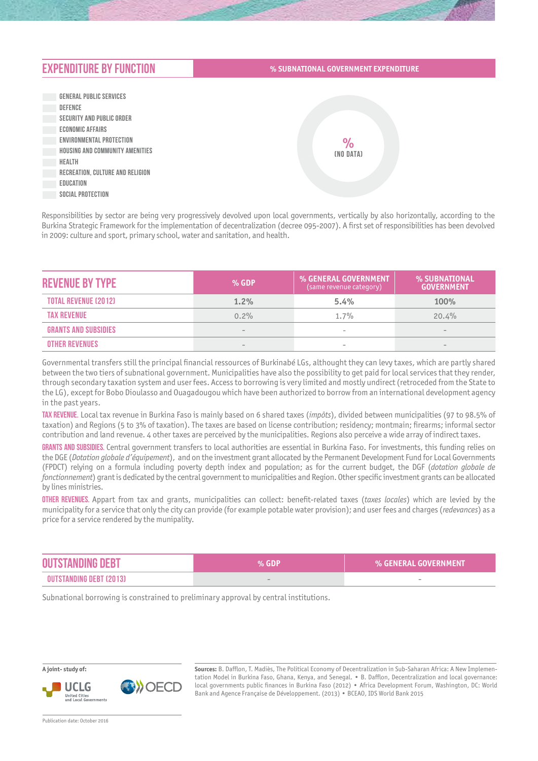## EXPENDITURE BY FUNCTION

% SUBNATIONAL GOVERNMENT EXPENDITURE

GENERAL PUBLIC SERVICES
DEFENCE
SECURITY AND PUBLIC ORDER
ECONOMIC AFFAIRS
ENVIRONMENTAL PROTECTION
HOUSING AND COMMUNITY AMENITIES
HEALTH
RECREATION, CULTURE AND RELIGION
EDUCATION
SOCIAL PROTECTION

%
(NO DATA)

Responsibilities by sector are being very progressively devolved upon local governments, vertically by also horizontally, according to the Burkina Strategic Framework for the implementation of decentralization (decree 095-2007). A first set of responsibilities has been devolved in 2009: culture and sport, primary school, water and sanitation, and health.

| REVENUE BY TYPE | % GDP | % GENERAL GOVERNMENT (same revenue category) | % SUBNATIONAL GOVERNMENT |
|---|---|---|---|
| TOTAL REVENUE (2012) | 1.2% | 5.4% | 100% |
| TAX REVENUE | 0.2% | 1.7% | 20.4% |
| GRANTS AND SUBSIDIES | - | - | - |
| OTHER REVENUES | - | - | - |

Governmental transfers still the principal financial ressources of Burkinabé LGs, althought they can levy taxes, which are partly shared between the two tiers of subnational government. Municipalities have also the possibility to get paid for local services that they render, through secondary taxation system and user fees. Access to borrowing is very limited and mostly undirect (retroceded from the State to the LG), except for Bobo Dioulasso and Ouagadougou which have been authorized to borrow from an international development agency in the past years.

**TAX REVENUE.** Local tax revenue in Burkina Faso is mainly based on 6 shared taxes (*impôts*), divided between municipalities (97 to 98.5% of taxation) and Regions (5 to 3% of taxation). The taxes are based on license contribution; residency; montmain; firearms; informal sector contribution and land revenue. 4 other taxes are perceived by the municipalities. Regions also perceive a wide array of indirect taxes.

**GRANTS AND SUBSIDIES.** Central government transfers to local authorities are essential in Burkina Faso. For investments, this funding relies on the DGE (*Dotation globale d'équipement*), and on the investment grant allocated by the Permanent Development Fund for Local Governments (FPDCT) relying on a formula including poverty depth index and population; as for the current budget, the DGF (*dotation globale de fonctionnement*) grant is dedicated by the central government to municipalities and Region. Other specific investment grants can be allocated by lines ministries.

**OTHER REVENUES.** Apart from tax and grants, municipalities can collect: benefit-related taxes (*taxes locales*) which are levied by the municipality for a service that only the city can provide (for example potable water provision); and user fees and charges (*redevances*) as a price for a service rendered by the munipality.

| OUTSTANDING DEBT | % GDP | % GENERAL GOVERNMENT |
|---|---|---|
| OUTSTANDING DEBT (2013) | - | - |

Subnational borrowing is constrained to preliminary approval by central institutions.

A joint- study of:

UCLG United Cities and Local Governments

OECD

**Sources:** B. Dafflon, T. Madiès, The Political Economy of Decentralization in Sub-Saharan Africa: A New Implementation Model in Burkina Faso, Ghana, Kenya, and Senegal. • B. Dafflon, Decentralization and local governance: local governments public finances in Burkina Faso (2012) • Africa Development Forum, Washington, DC: World Bank and Agence Française de Développement. (2013) • BCEAO, IDS World Bank 2015

Publication date: October 2016